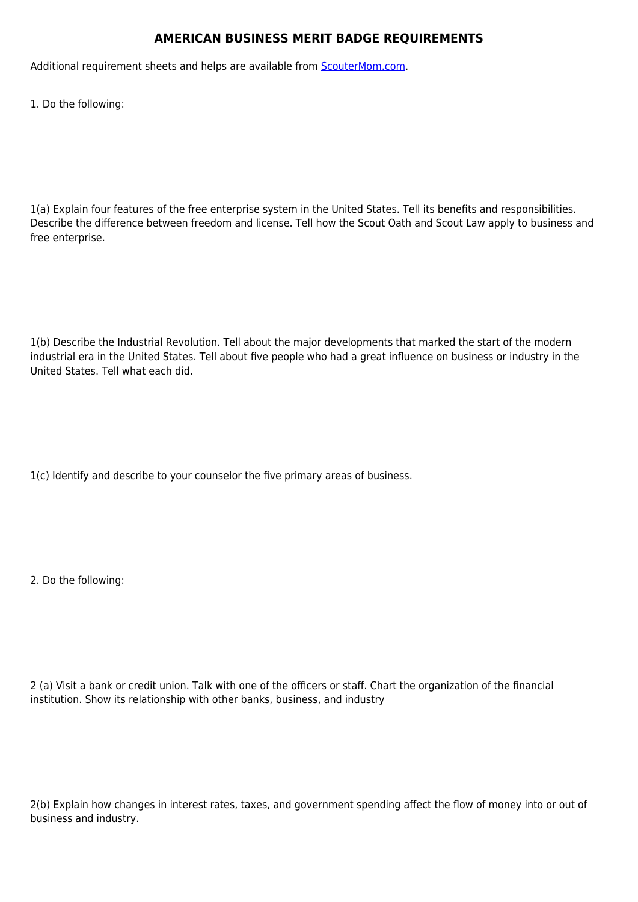# AMERICAN BUSINESS MERIT BADGE REQUIREMENTS

Additional requirement sheets and helps are available from [ScouterMom.com](https://scoutermom.com).

1. Do the following:

1(a) Explain four features of the free enterprise system in the United States. Tell its benefits and responsibilities. Describe the difference between freedom and license. Tell how the Scout Oath and Scout Law apply to business and free enterprise.

1(b) Describe the Industrial Revolution. Tell about the major developments that marked the start of the modern industrial era in the United States. Tell about five people who had a great influence on business or industry in the United States. Tell what each did.

1(c) Identify and describe to your counselor the five primary areas of business.

2. Do the following:

2 (a) Visit a bank or credit union. Talk with one of the officers or staff. Chart the organization of the financial institution. Show its relationship with other banks, business, and industry

2(b) Explain how changes in interest rates, taxes, and government spending affect the flow of money into or out of business and industry.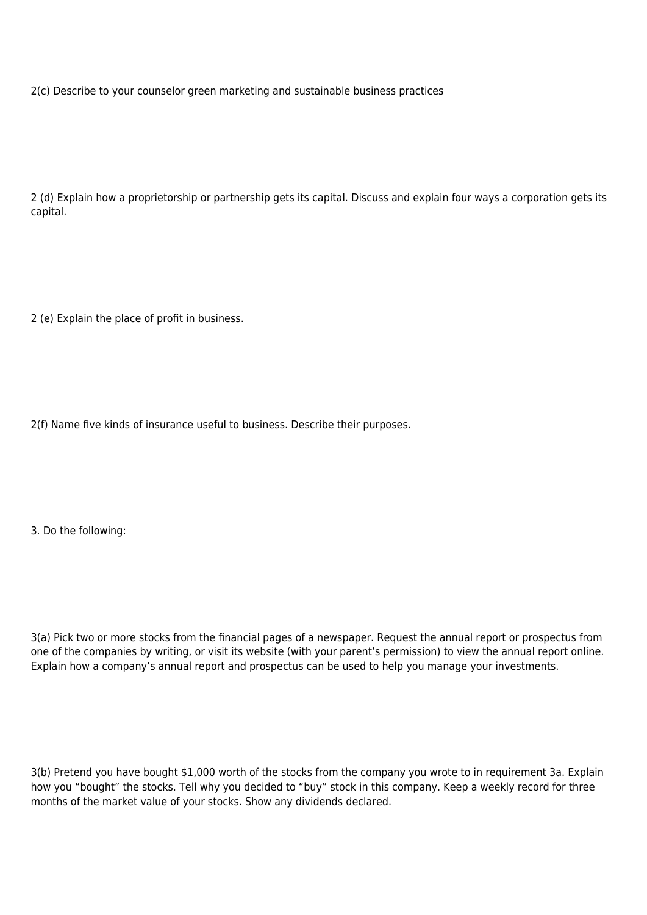2(c) Describe to your counselor green marketing and sustainable business practices

2 (d) Explain how a proprietorship or partnership gets its capital. Discuss and explain four ways a corporation gets its capital.

2 (e) Explain the place of profit in business.

2(f) Name five kinds of insurance useful to business. Describe their purposes.

3. Do the following:

3(a) Pick two or more stocks from the financial pages of a newspaper. Request the annual report or prospectus from one of the companies by writing, or visit its website (with your parent's permission) to view the annual report online. Explain how a company's annual report and prospectus can be used to help you manage your investments.

3(b) Pretend you have bought $1,000 worth of the stocks from the company you wrote to in requirement 3a. Explain how you "bought" the stocks. Tell why you decided to "buy" stock in this company. Keep a weekly record for three months of the market value of your stocks. Show any dividends declared.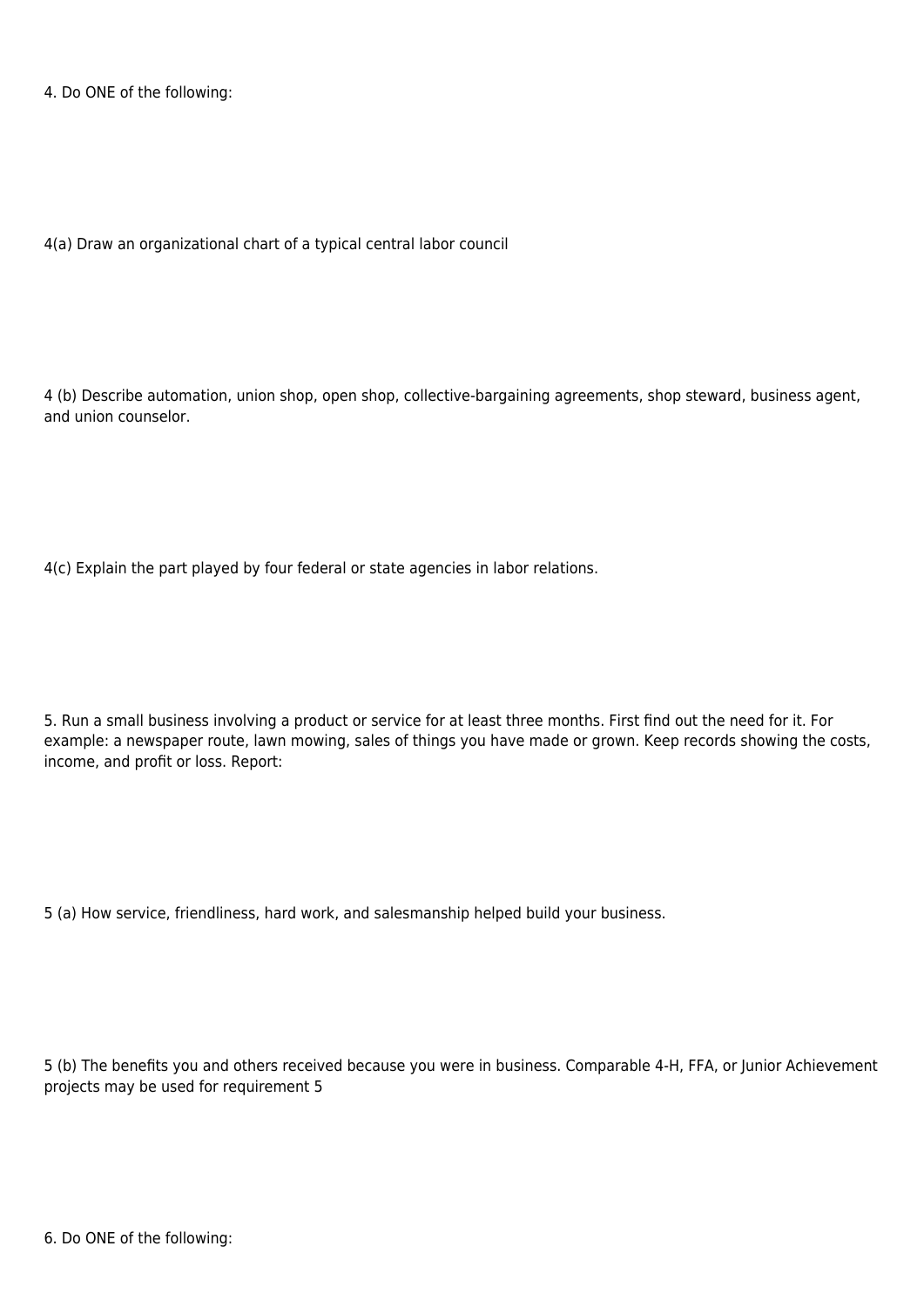4. Do ONE of the following:

4(a) Draw an organizational chart of a typical central labor council

4 (b) Describe automation, union shop, open shop, collective-bargaining agreements, shop steward, business agent, and union counselor.

4(c) Explain the part played by four federal or state agencies in labor relations.

5. Run a small business involving a product or service for at least three months. First find out the need for it. For example: a newspaper route, lawn mowing, sales of things you have made or grown. Keep records showing the costs, income, and profit or loss. Report:

5 (a) How service, friendliness, hard work, and salesmanship helped build your business.

5 (b) The benefits you and others received because you were in business. Comparable 4-H, FFA, or Junior Achievement projects may be used for requirement 5

6. Do ONE of the following: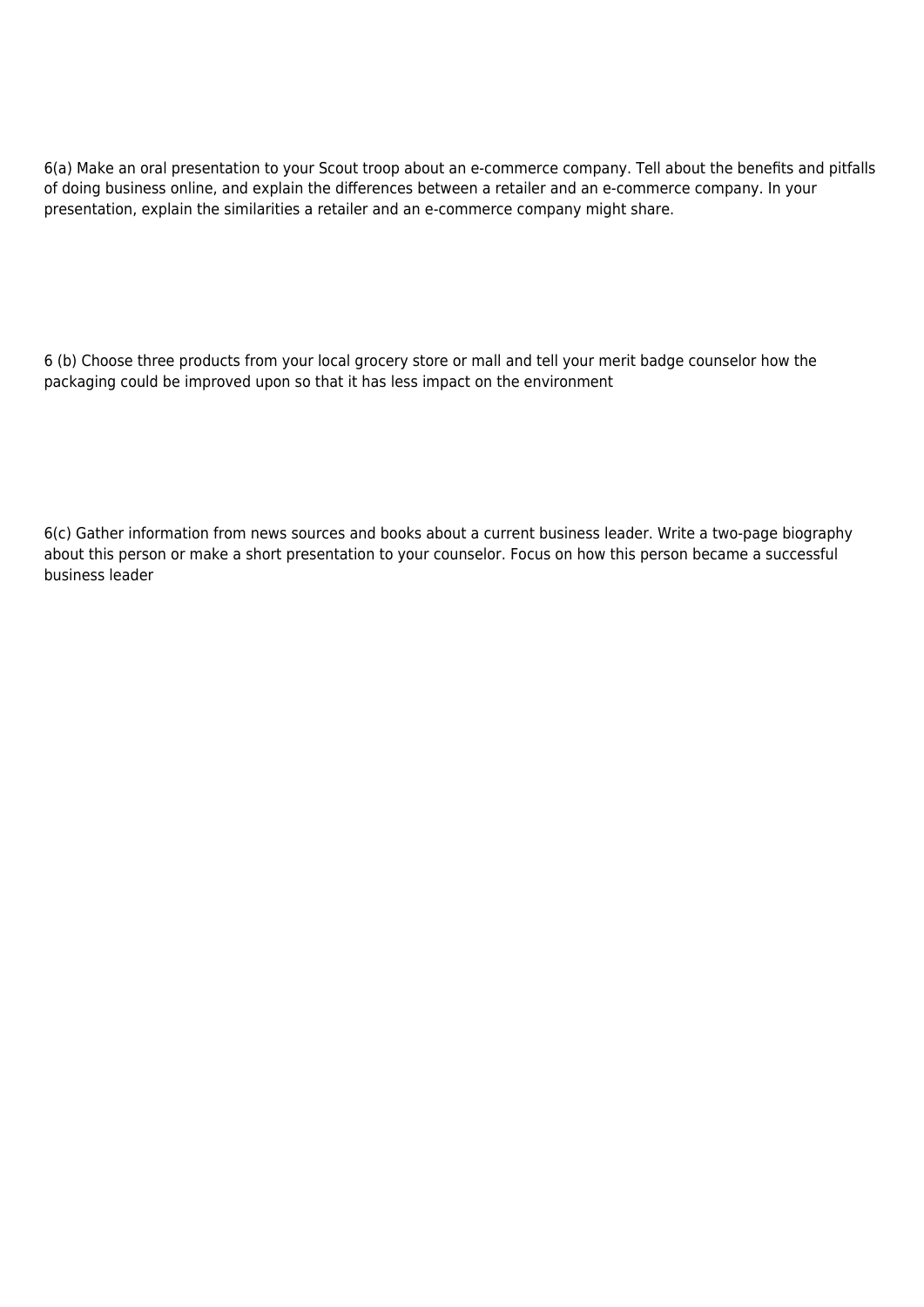6(a) Make an oral presentation to your Scout troop about an e-commerce company. Tell about the benefits and pitfalls of doing business online, and explain the differences between a retailer and an e-commerce company. In your presentation, explain the similarities a retailer and an e-commerce company might share.

6 (b) Choose three products from your local grocery store or mall and tell your merit badge counselor how the packaging could be improved upon so that it has less impact on the environment

6(c) Gather information from news sources and books about a current business leader. Write a two-page biography about this person or make a short presentation to your counselor. Focus on how this person became a successful business leader